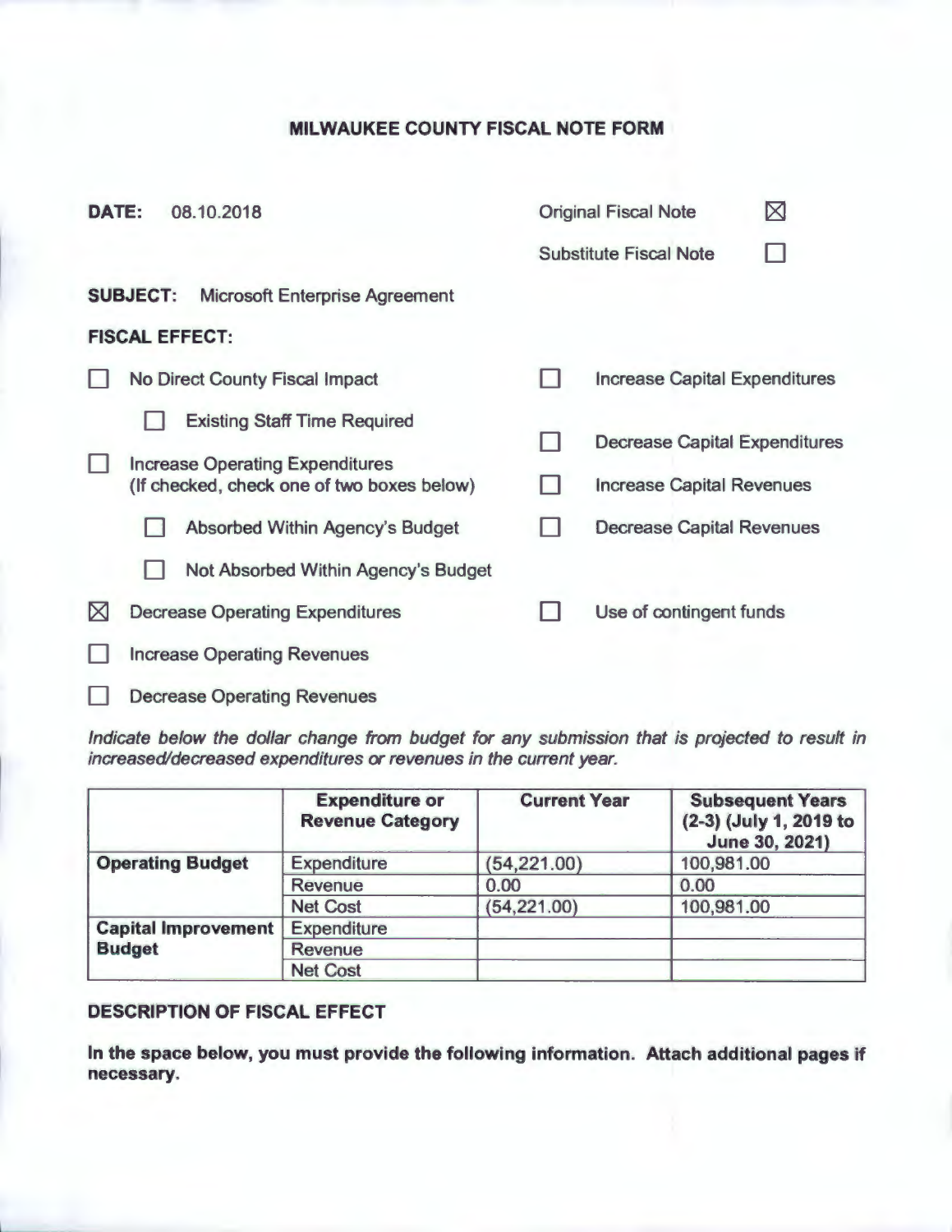# MILWAUKEE COUNTY FISCAL NOTE FORM

**DATE:** 08.10.2018

Original Fiscal Note ☒

Substitute Fiscal Note ☐

**SUBJECT:** Microsoft Enterprise Agreement

**FISCAL EFFECT:**

- ☐ No Direct County Fiscal Impact
  - ☐ Existing Staff Time Required
- ☐ Increase Operating Expenditures (If checked, check one of two boxes below)
  - ☐ Absorbed Within Agency's Budget
  - ☐ Not Absorbed Within Agency's Budget
- ☒ Decrease Operating Expenditures
- ☐ Increase Operating Revenues
- ☐ Decrease Operating Revenues
- ☐ Increase Capital Expenditures
- ☐ Decrease Capital Expenditures
- ☐ Increase Capital Revenues
- ☐ Decrease Capital Revenues
- ☐ Use of contingent funds

*Indicate below the dollar change from budget for any submission that is projected to result in increased/decreased expenditures or revenues in the current year.*

| | Expenditure or Revenue Category | Current Year | Subsequent Years (2-3) (July 1, 2019 to June 30, 2021) |
|---|---|---|---|
| **Operating Budget** | Expenditure | (54,221.00) | 100,981.00 |
| | Revenue | 0.00 | 0.00 |
| | Net Cost | (54,221.00) | 100,981.00 |
| **Capital Improvement Budget** | Expenditure | | |
| | Revenue | | |
| | Net Cost | | |

**DESCRIPTION OF FISCAL EFFECT**

**In the space below, you must provide the following information. Attach additional pages if necessary.**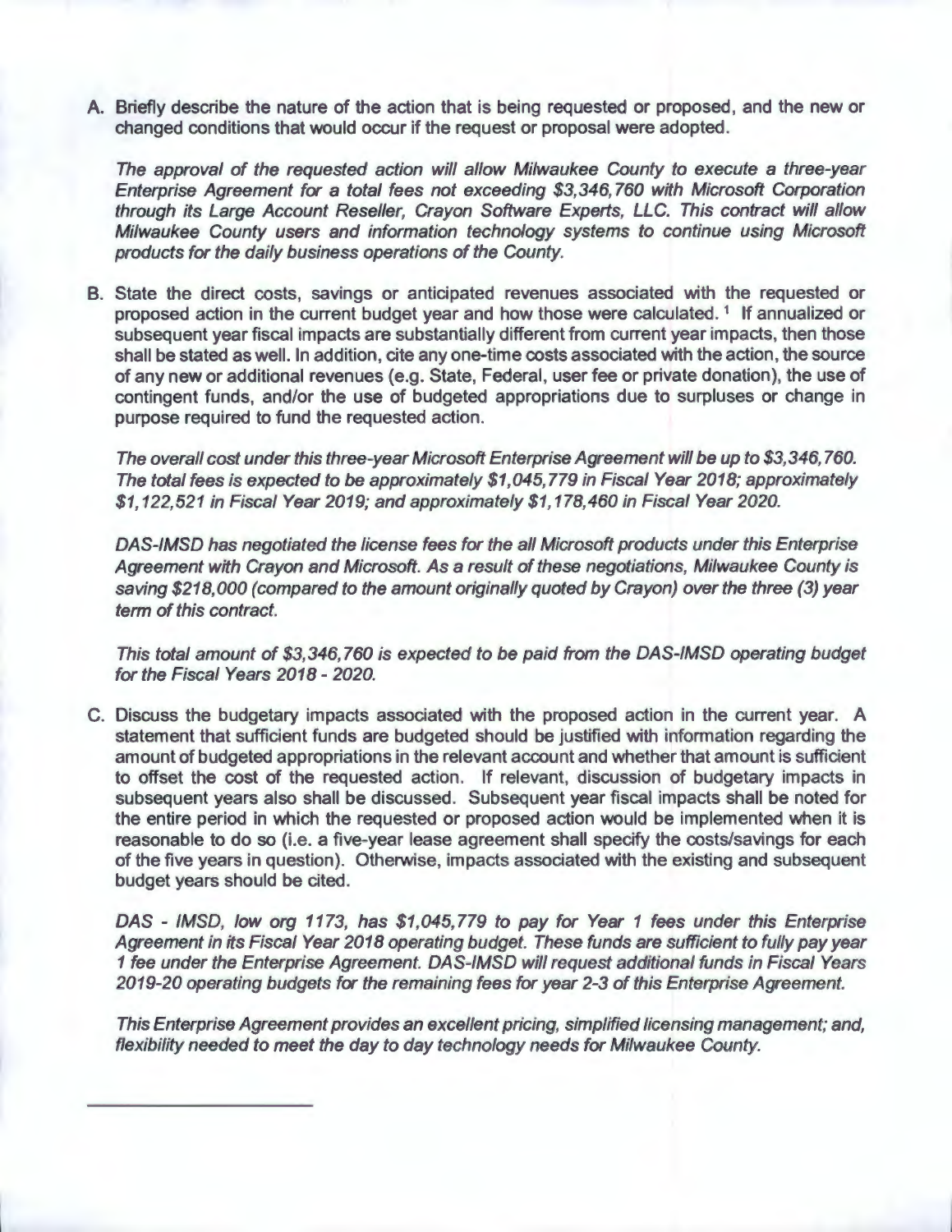A. Briefly describe the nature of the action that is being requested or proposed, and the new or changed conditions that would occur if the request or proposal were adopted.

   *The approval of the requested action will allow Milwaukee County to execute a three-year Enterprise Agreement for a total fees not exceeding $3,346,760 with Microsoft Corporation through its Large Account Reseller, Crayon Software Experts, LLC. This contract will allow Milwaukee County users and information technology systems to continue using Microsoft products for the daily business operations of the County.*

B. State the direct costs, savings or anticipated revenues associated with the requested or proposed action in the current budget year and how those were calculated.[1] If annualized or subsequent year fiscal impacts are substantially different from current year impacts, then those shall be stated as well. In addition, cite any one-time costs associated with the action, the source of any new or additional revenues (e.g. State, Federal, user fee or private donation), the use of contingent funds, and/or the use of budgeted appropriations due to surpluses or change in purpose required to fund the requested action.

   *The overall cost under this three-year Microsoft Enterprise Agreement will be up to $3,346,760. The total fees is expected to be approximately $1,045,779 in Fiscal Year 2018; approximately $1,122,521 in Fiscal Year 2019; and approximately $1,178,460 in Fiscal Year 2020.*

   *DAS-IMSD has negotiated the license fees for the all Microsoft products under this Enterprise Agreement with Crayon and Microsoft. As a result of these negotiations, Milwaukee County is saving $218,000 (compared to the amount originally quoted by Crayon) over the three (3) year term of this contract.*

   *This total amount of $3,346,760 is expected to be paid from the DAS-IMSD operating budget for the Fiscal Years 2018 - 2020.*

C. Discuss the budgetary impacts associated with the proposed action in the current year. A statement that sufficient funds are budgeted should be justified with information regarding the amount of budgeted appropriations in the relevant account and whether that amount is sufficient to offset the cost of the requested action. If relevant, discussion of budgetary impacts in subsequent years also shall be discussed. Subsequent year fiscal impacts shall be noted for the entire period in which the requested or proposed action would be implemented when it is reasonable to do so (i.e. a five-year lease agreement shall specify the costs/savings for each of the five years in question). Otherwise, impacts associated with the existing and subsequent budget years should be cited.

   *DAS - IMSD, low org 1173, has $1,045,779 to pay for Year 1 fees under this Enterprise Agreement in its Fiscal Year 2018 operating budget. These funds are sufficient to fully pay year 1 fee under the Enterprise Agreement. DAS-IMSD will request additional funds in Fiscal Years 2019-20 operating budgets for the remaining fees for year 2-3 of this Enterprise Agreement.*

   *This Enterprise Agreement provides an excellent pricing, simplified licensing management; and, flexibility needed to meet the day to day technology needs for Milwaukee County.*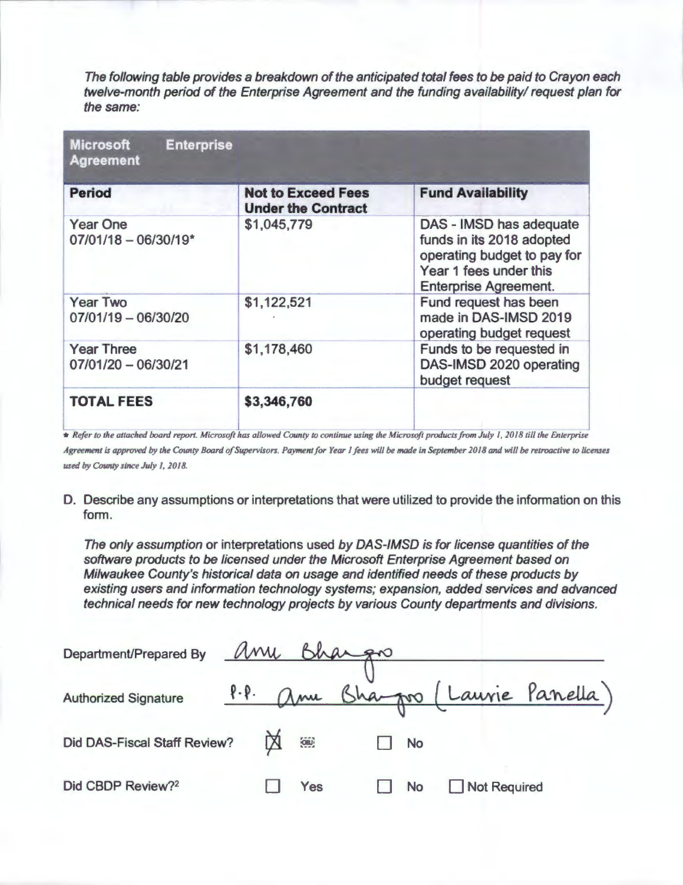*The following table provides a breakdown of the anticipated total fees to be paid to Crayon each twelve-month period of the Enterprise Agreement and the funding availability/ request plan for the same:*

| Microsoft Enterprise Agreement | | |
|---|---|---|
| **Period** | **Not to Exceed Fees Under the Contract** | **Fund Availability** |
| Year One 07/01/18 – 06/30/19* | $1,045,779 | DAS - IMSD has adequate funds in its 2018 adopted operating budget to pay for Year 1 fees under this Enterprise Agreement. |
| Year Two 07/01/19 – 06/30/20 | $1,122,521 | Fund request has been made in DAS-IMSD 2019 operating budget request |
| Year Three 07/01/20 – 06/30/21 | $1,178,460 | Funds to be requested in DAS-IMSD 2020 operating budget request |
| **TOTAL FEES** | **$3,346,760** | |

* *Refer to the attached board report. Microsoft has allowed County to continue using the Microsoft products from July 1, 2018 till the Enterprise Agreement is approved by the County Board of Supervisors. Payment for Year 1 fees will be made in September 2018 and will be retroactive to licenses used by County since July 1, 2018.*

D. Describe any assumptions or interpretations that were utilized to provide the information on this form.

*The only assumption* or interpretations used *by DAS-IMSD is for license quantities of the software products to be licensed under the Microsoft Enterprise Agreement based on Milwaukee County's historical data on usage and identified needs of these products by existing users and information technology systems; expansion, added services and advanced technical needs for new technology projects by various County departments and divisions.*

Department/Prepared By: Anu Bhargo

Authorized Signature: P.P. Anu Bhargo (Laurie Panella)

Did DAS-Fiscal Staff Review? ☒ Yes ☐ No

Did CBDP Review?[2] ☐ Yes ☐ No ☐ Not Required